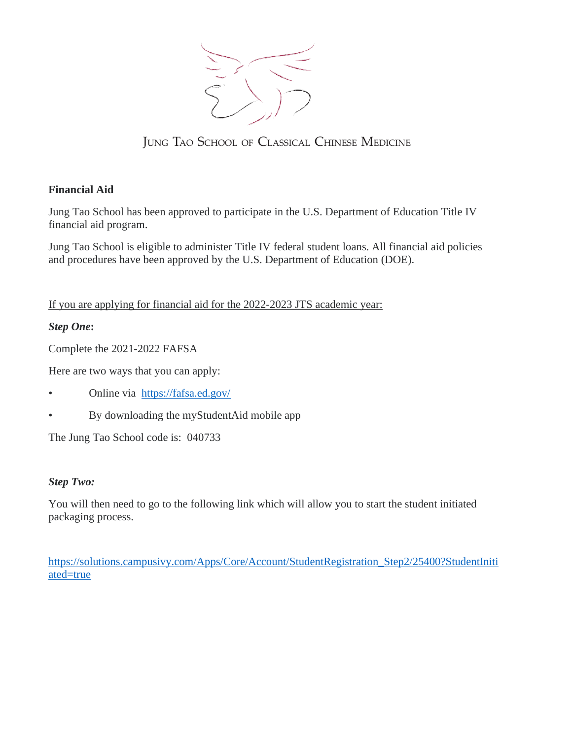Jung Tao School of Classical Chinese Medicine

## Financial Aid

Jung Tao School has been approved to participate in the U.S. Department of Education Title IV financial aid program.

Jung Tao School is eligible to administer Title IV federal student loans. All financial aid policies and procedures have been approved by the U.S. Department of Education (DOE).

If you are applying for financial aid for the 2022-2023 JTS academic year:

***Step One*:**

Complete the 2021-2022 FAFSA

Here are two ways that you can apply:

- Online via [https://fafsa.ed.gov/](https://fafsa.ed.gov/)
- By downloading the myStudentAid mobile app

The Jung Tao School code is: 040733

***Step Two:***

You will then need to go to the following link which will allow you to start the student initiated packaging process.

[https://solutions.campusivy.com/Apps/Core/Account/StudentRegistration_Step2/25400?StudentInitiated=true](https://solutions.campusivy.com/Apps/Core/Account/StudentRegistration_Step2/25400?StudentInitiated=true)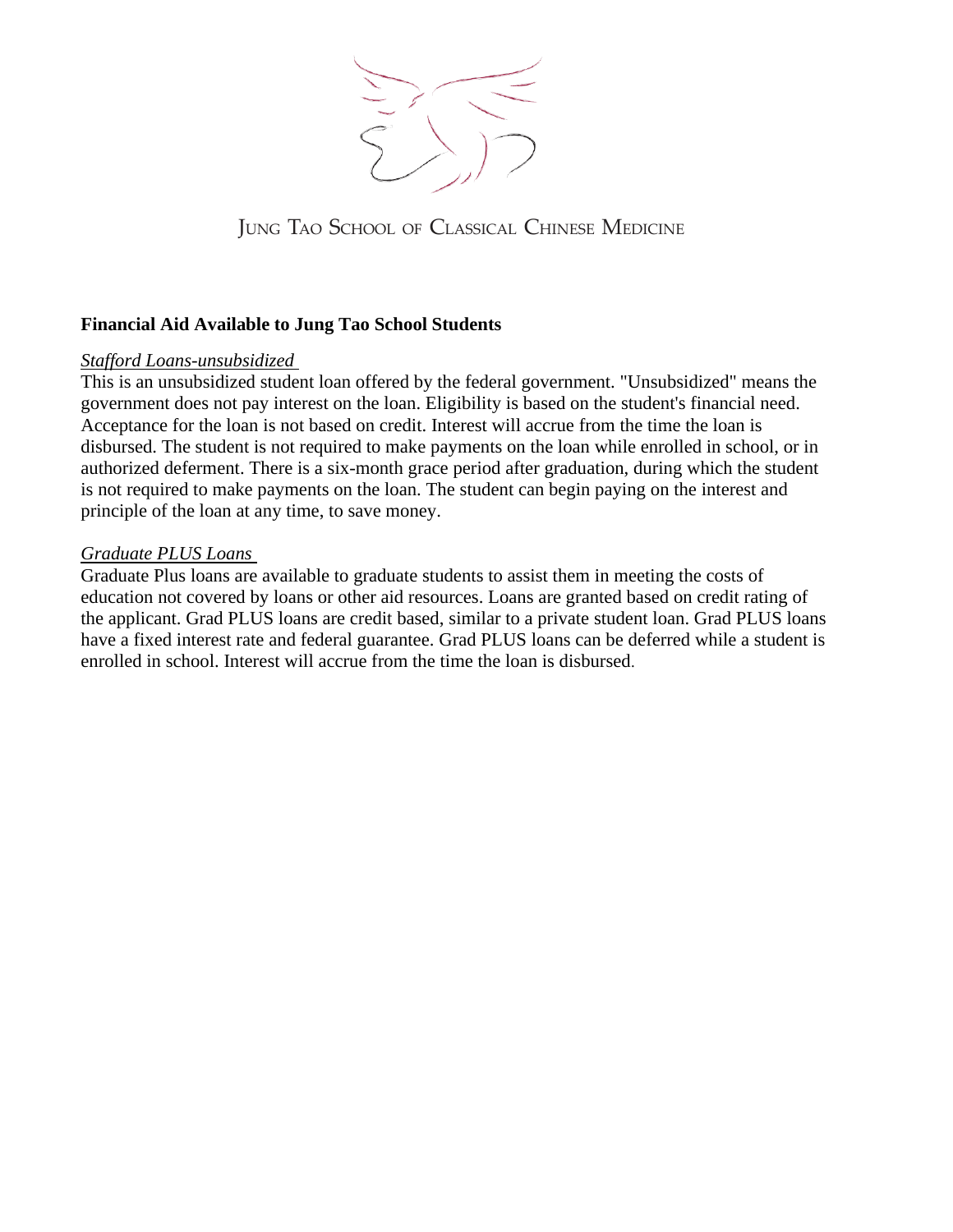Jung Tao School of Classical Chinese Medicine

**Financial Aid Available to Jung Tao School Students**

*Stafford Loans-unsubsidized*

This is an unsubsidized student loan offered by the federal government. "Unsubsidized" means the government does not pay interest on the loan. Eligibility is based on the student's financial need. Acceptance for the loan is not based on credit. Interest will accrue from the time the loan is disbursed. The student is not required to make payments on the loan while enrolled in school, or in authorized deferment. There is a six-month grace period after graduation, during which the student is not required to make payments on the loan. The student can begin paying on the interest and principle of the loan at any time, to save money.

*Graduate PLUS Loans*

Graduate Plus loans are available to graduate students to assist them in meeting the costs of education not covered by loans or other aid resources. Loans are granted based on credit rating of the applicant. Grad PLUS loans are credit based, similar to a private student loan. Grad PLUS loans have a fixed interest rate and federal guarantee. Grad PLUS loans can be deferred while a student is enrolled in school. Interest will accrue from the time the loan is disbursed.